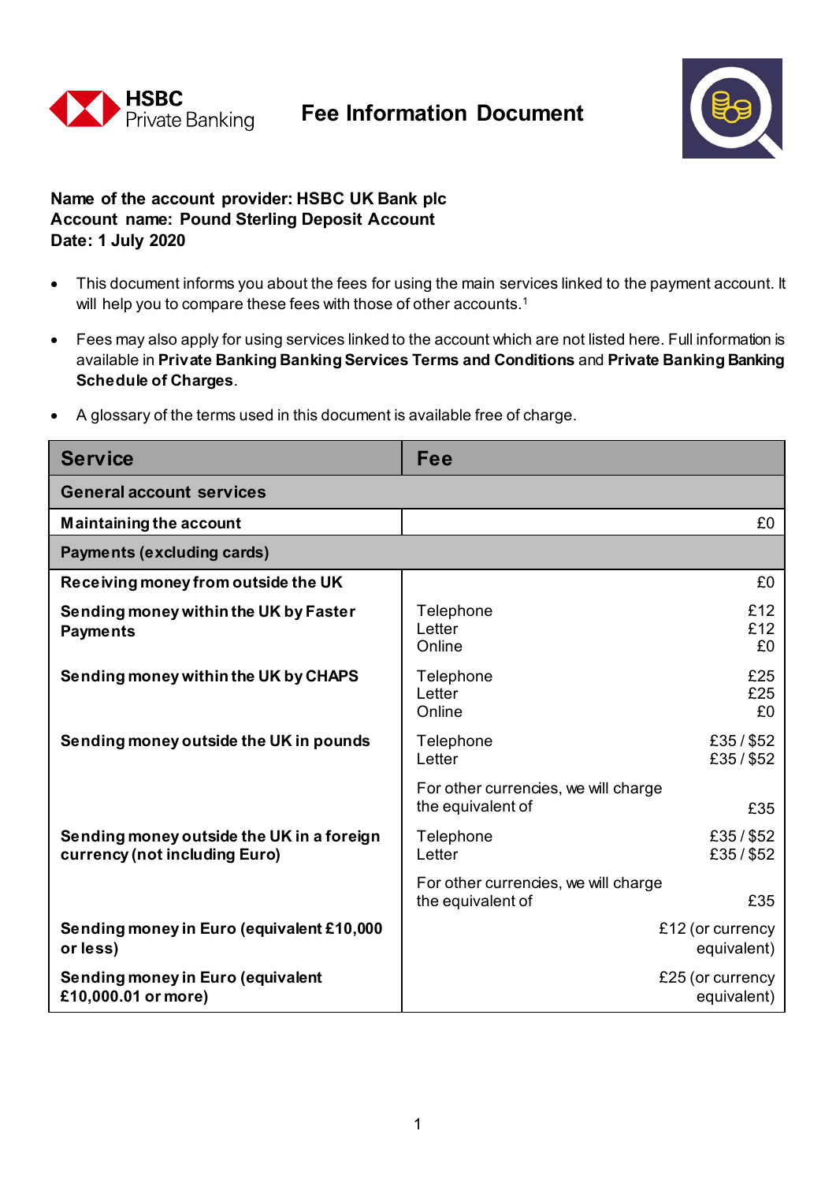HSBC Private Banking

# Fee Information Document

**Name of the account provider: HSBC UK Bank plc**
**Account name: Pound Sterling Deposit Account**
**Date: 1 July 2020**

- This document informs you about the fees for using the main services linked to the payment account. It will help you to compare these fees with those of other accounts.[1]
- Fees may also apply for using services linked to the account which are not listed here. Full information is available in **Private Banking Banking Services Terms and Conditions** and **Private Banking Banking Schedule of Charges**.
- A glossary of the terms used in this document is available free of charge.

| Service | Fee | |
|---|---|---|
| **General account services** | | |
| **Maintaining the account** | | £0 |
| **Payments (excluding cards)** | | |
| **Receiving money from outside the UK** | | £0 |
| **Sending money within the UK by Faster Payments** | Telephone<br>Letter<br>Online | £12<br>£12<br>£0 |
| **Sending money within the UK by CHAPS** | Telephone<br>Letter<br>Online | £25<br>£25<br>£0 |
| **Sending money outside the UK in pounds** | Telephone<br>Letter | £35 / $52<br>£35 / $52 |
| | For other currencies, we will charge the equivalent of | £35 |
| **Sending money outside the UK in a foreign currency (not including Euro)** | Telephone<br>Letter | £35 / $52<br>£35 / $52 |
| | For other currencies, we will charge the equivalent of | £35 |
| **Sending money in Euro (equivalent £10,000 or less)** | | £12 (or currency equivalent) |
| **Sending money in Euro (equivalent £10,000.01 or more)** | | £25 (or currency equivalent) |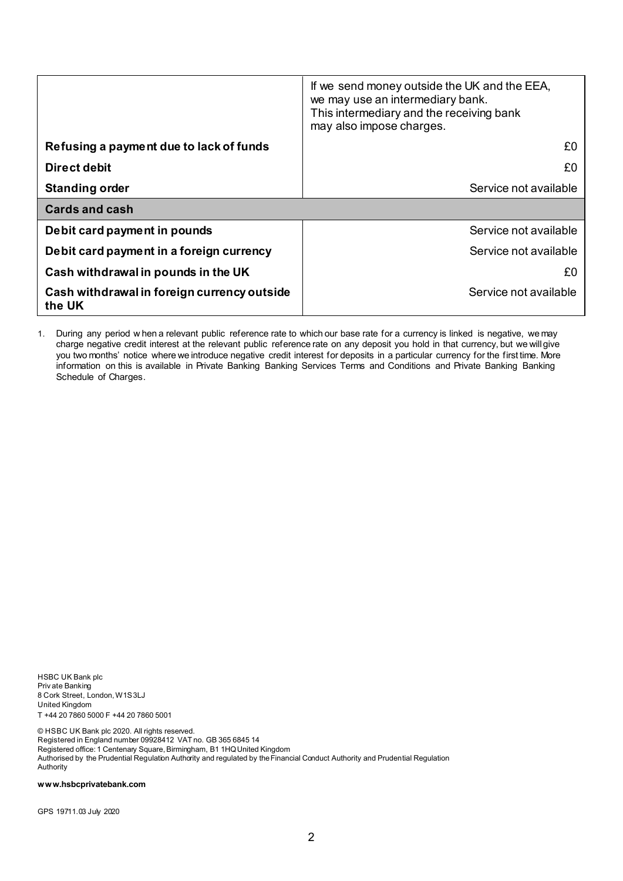| | |
|---|---|
| | If we send money outside the UK and the EEA, we may use an intermediary bank. This intermediary and the receiving bank may also impose charges. |
| **Refusing a payment due to lack of funds** | £0 |
| **Direct debit** | £0 |
| **Standing order** | Service not available |
| **Cards and cash** | |
| **Debit card payment in pounds** | Service not available |
| **Debit card payment in a foreign currency** | Service not available |
| **Cash withdrawal in pounds in the UK** | £0 |
| **Cash withdrawal in foreign currency outside the UK** | Service not available |

1. During any period when a relevant public reference rate to which our base rate for a currency is linked is negative, we may charge negative credit interest at the relevant public reference rate on any deposit you hold in that currency, but we will give you two months' notice where we introduce negative credit interest for deposits in a particular currency for the first time. More information on this is available in Private Banking Banking Services Terms and Conditions and Private Banking Banking Schedule of Charges.

HSBC UK Bank plc
Private Banking
8 Cork Street, London, W1S 3LJ
United Kingdom
T +44 20 7860 5000 F +44 20 7860 5001

© HSBC UK Bank plc 2020. All rights reserved.
Registered in England number 09928412 VAT no. GB 365 6845 14
Registered office: 1 Centenary Square, Birmingham, B1 1HQ United Kingdom
Authorised by the Prudential Regulation Authority and regulated by the Financial Conduct Authority and Prudential Regulation Authority

**www.hsbcprivatebank.com**

GPS 19711.03 July 2020